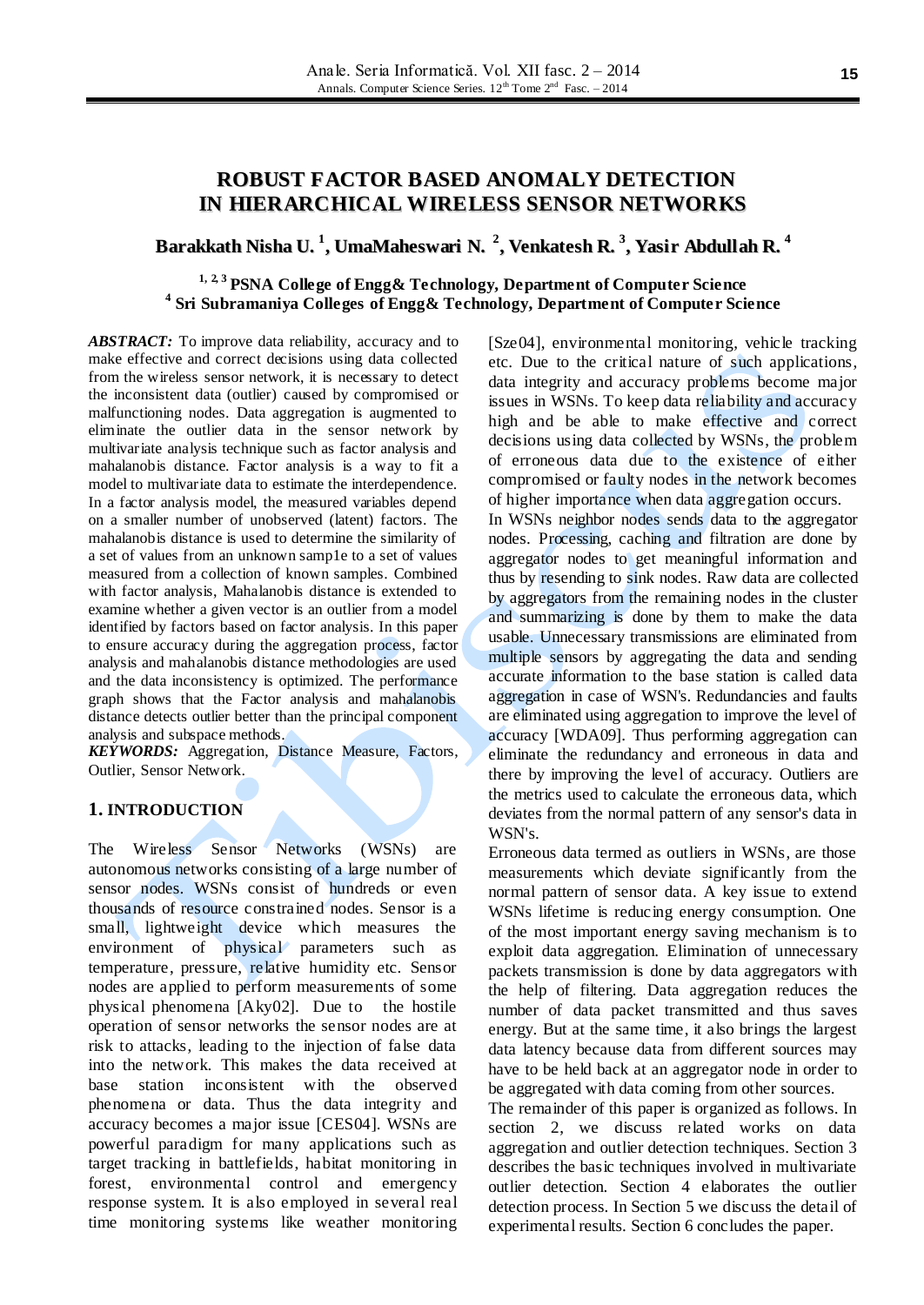# ROBUST FACTOR BASED ANOMALY DETECTION IN HIERARCHICAL WIRELESS SENSOR NETWORKS

**Barakkath Nisha U. [1], UmaMaheswari N. [2], Venkatesh R. [3], Yasir Abdullah R. [4]**

**[1, 2, 3] PSNA College of Engg& Technology, Department of Computer Science**
**[4] Sri Subramaniya Colleges of Engg& Technology, Department of Computer Science**

***ABSTRACT:*** To improve data reliability, accuracy and to make effective and correct decisions using data collected from the wireless sensor network, it is necessary to detect the inconsistent data (outlier) caused by compromised or malfunctioning nodes. Data aggregation is augmented to eliminate the outlier data in the sensor network by multivariate analysis technique such as factor analysis and mahalanobis distance. Factor analysis is a way to fit a model to multivariate data to estimate the interdependence. In a factor analysis model, the measured variables depend on a smaller number of unobserved (latent) factors. The mahalanobis distance is used to determine the similarity of a set of values from an unknown samp1e to a set of values measured from a collection of known samples. Combined with factor analysis, Mahalanobis distance is extended to examine whether a given vector is an outlier from a model identified by factors based on factor analysis. In this paper to ensure accuracy during the aggregation process, factor analysis and mahalanobis distance methodologies are used and the data inconsistency is optimized. The performance graph shows that the Factor analysis and mahalanobis distance detects outlier better than the principal component analysis and subspace methods.

***KEYWORDS:*** Aggregation, Distance Measure, Factors, Outlier, Sensor Network.

## 1. INTRODUCTION

The Wireless Sensor Networks (WSNs) are autonomous networks consisting of a large number of sensor nodes. WSNs consist of hundreds or even thousands of resource constrained nodes. Sensor is a small, lightweight device which measures the environment of physical parameters such as temperature, pressure, relative humidity etc. Sensor nodes are applied to perform measurements of some physical phenomena [Aky02]. Due to the hostile operation of sensor networks the sensor nodes are at risk to attacks, leading to the injection of false data into the network. This makes the data received at base station inconsistent with the observed phenomena or data. Thus the data integrity and accuracy becomes a major issue [CES04]. WSNs are powerful paradigm for many applications such as target tracking in battlefields, habitat monitoring in forest, environmental control and emergency response system. It is also employed in several real time monitoring systems like weather monitoring [Sze04], environmental monitoring, vehicle tracking etc. Due to the critical nature of such applications, data integrity and accuracy problems become major issues in WSNs. To keep data reliability and accuracy high and be able to make effective and correct decisions using data collected by WSNs, the problem of erroneous data due to the existence of either compromised or faulty nodes in the network becomes of higher importance when data aggregation occurs.

In WSNs neighbor nodes sends data to the aggregator nodes. Processing, caching and filtration are done by aggregator nodes to get meaningful information and thus by resending to sink nodes. Raw data are collected by aggregators from the remaining nodes in the cluster and summarizing is done by them to make the data usable. Unnecessary transmissions are eliminated from multiple sensors by aggregating the data and sending accurate information to the base station is called data aggregation in case of WSN's. Redundancies and faults are eliminated using aggregation to improve the level of accuracy [WDA09]. Thus performing aggregation can eliminate the redundancy and erroneous in data and there by improving the level of accuracy. Outliers are the metrics used to calculate the erroneous data, which deviates from the normal pattern of any sensor's data in WSN's.

Erroneous data termed as outliers in WSNs, are those measurements which deviate significantly from the normal pattern of sensor data. A key issue to extend WSNs lifetime is reducing energy consumption. One of the most important energy saving mechanism is to exploit data aggregation. Elimination of unnecessary packets transmission is done by data aggregators with the help of filtering. Data aggregation reduces the number of data packet transmitted and thus saves energy. But at the same time, it also brings the largest data latency because data from different sources may have to be held back at an aggregator node in order to be aggregated with data coming from other sources.

The remainder of this paper is organized as follows. In section 2, we discuss related works on data aggregation and outlier detection techniques. Section 3 describes the basic techniques involved in multivariate outlier detection. Section 4 elaborates the outlier detection process. In Section 5 we discuss the detail of experimental results. Section 6 concludes the paper.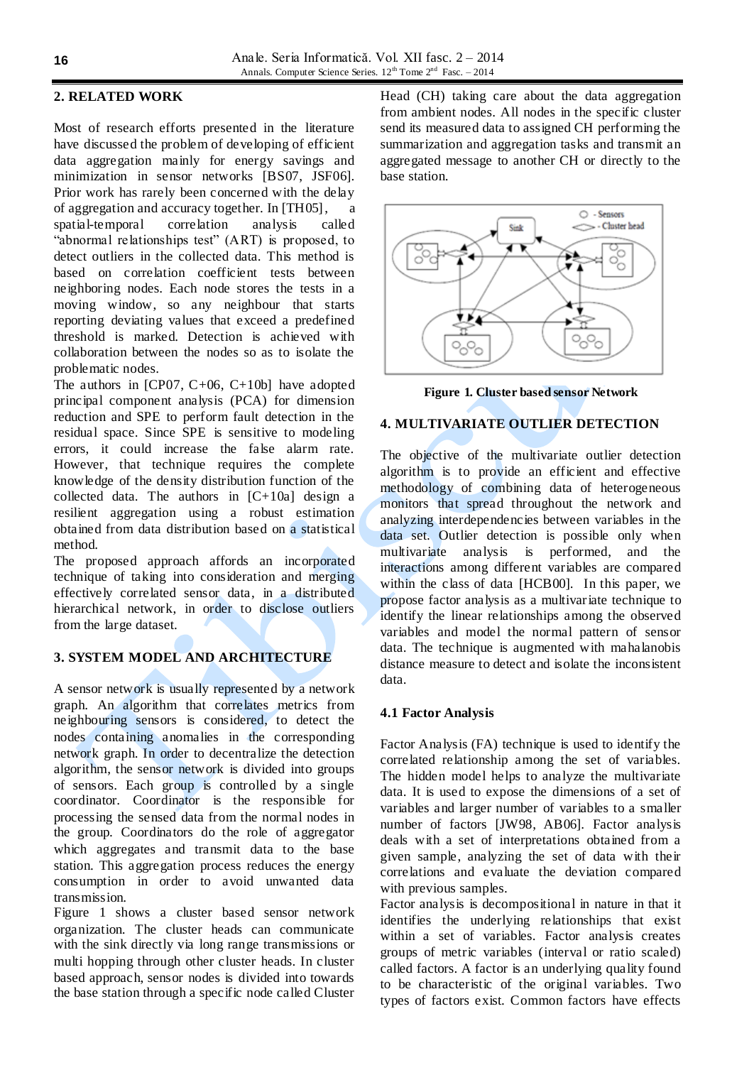## 2. RELATED WORK

Most of research efforts presented in the literature have discussed the problem of developing of efficient data aggregation mainly for energy savings and minimization in sensor networks [BS07, JSF06]. Prior work has rarely been concerned with the delay of aggregation and accuracy together. In [TH05], a spatial-temporal correlation analysis called "abnormal relationships test" (ART) is proposed, to detect outliers in the collected data. This method is based on correlation coefficient tests between neighboring nodes. Each node stores the tests in a moving window, so any neighbour that starts reporting deviating values that exceed a predefined threshold is marked. Detection is achieved with collaboration between the nodes so as to isolate the problematic nodes.

The authors in [CP07, C+06, C+10b] have adopted principal component analysis (PCA) for dimension reduction and SPE to perform fault detection in the residual space. Since SPE is sensitive to modeling errors, it could increase the false alarm rate. However, that technique requires the complete knowledge of the density distribution function of the collected data. The authors in [C+10a] design a resilient aggregation using a robust estimation obtained from data distribution based on a statistical method.

The proposed approach affords an incorporated technique of taking into consideration and merging effectively correlated sensor data, in a distributed hierarchical network, in order to disclose outliers from the large dataset.

## 3. SYSTEM MODEL AND ARCHITECTURE

A sensor network is usually represented by a network graph. An algorithm that correlates metrics from neighbouring sensors is considered, to detect the nodes containing anomalies in the corresponding network graph. In order to decentralize the detection algorithm, the sensor network is divided into groups of sensors. Each group is controlled by a single coordinator. Coordinator is the responsible for processing the sensed data from the normal nodes in the group. Coordinators do the role of aggregator which aggregates and transmit data to the base station. This aggregation process reduces the energy consumption in order to avoid unwanted data transmission.

Figure 1 shows a cluster based sensor network organization. The cluster heads can communicate with the sink directly via long range transmissions or multi hopping through other cluster heads. In cluster based approach, sensor nodes is divided into towards the base station through a specific node called Cluster Head (CH) taking care about the data aggregation from ambient nodes. All nodes in the specific cluster send its measured data to assigned CH performing the summarization and aggregation tasks and transmit an aggregated message to another CH or directly to the base station.

**Figure 1. Cluster based sensor Network**

## 4. MULTIVARIATE OUTLIER DETECTION

The objective of the multivariate outlier detection algorithm is to provide an efficient and effective methodology of combining data of heterogeneous monitors that spread throughout the network and analyzing interdependencies between variables in the data set. Outlier detection is possible only when multivariate analysis is performed, and the interactions among different variables are compared within the class of data [HCB00]. In this paper, we propose factor analysis as a multivariate technique to identify the linear relationships among the observed variables and model the normal pattern of sensor data. The technique is augmented with mahalanobis distance measure to detect and isolate the inconsistent data.

### 4.1 Factor Analysis

Factor Analysis (FA) technique is used to identify the correlated relationship among the set of variables. The hidden model helps to analyze the multivariate data. It is used to expose the dimensions of a set of variables and larger number of variables to a smaller number of factors [JW98, AB06]. Factor analysis deals with a set of interpretations obtained from a given sample, analyzing the set of data with their correlations and evaluate the deviation compared with previous samples.

Factor analysis is decompositional in nature in that it identifies the underlying relationships that exist within a set of variables. Factor analysis creates groups of metric variables (interval or ratio scaled) called factors. A factor is an underlying quality found to be characteristic of the original variables. Two types of factors exist. Common factors have effects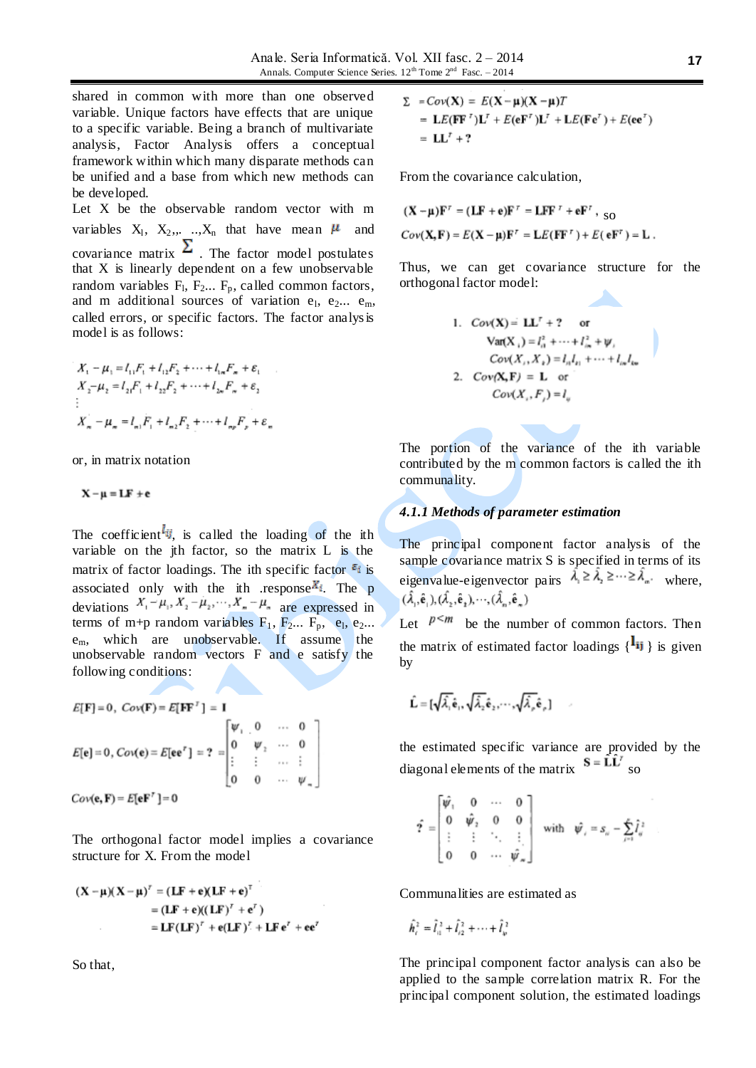shared in common with more than one observed variable. Unique factors have effects that are unique to a specific variable. Being a branch of multivariate analysis, Factor Analysis offers a conceptual framework within which many disparate methods can be unified and a base from which new methods can be developed.

Let X be the observable random vector with m variables $X_1$, $X_2$,, ..,$X_n$ that have mean $\mu$ and covariance matrix $\Sigma$. The factor model postulates that X is linearly dependent on a few unobservable random variables $F_1$, $F_2$... $F_p$, called common factors, and m additional sources of variation $e_1$, $e_2$... $e_m$, called errors, or specific factors. The factor analysis model is as follows:

$$
\begin{aligned}
X_1 - \mu_1 &= l_{11}F_1 + l_{12}F_2 + \cdots + l_{1m}F_m + \varepsilon_1 \\
X_2 - \mu_2 &= l_{21}F_1 + l_{22}F_2 + \cdots + l_{2m}F_m + \varepsilon_2 \\
&\vdots \\
X_m - \mu_m &= l_{m1}F_1 + l_{m2}F_2 + \cdots + l_{mp}F_p + \varepsilon_m
\end{aligned}
$$

or, in matrix notation

$$\mathbf{X} - \boldsymbol{\mu} = \mathbf{LF} + \mathbf{e}$$

The coefficient $l_{ij}$, is called the loading of the ith variable on the jth factor, so the matrix L is the matrix of factor loadings. The ith specific factor $\varepsilon_i$ is associated only with the ith .response $X_i$. The p deviations $X_1-\mu_1, X_2-\mu_2, \cdots, X_m-\mu_m$ are expressed in terms of m+p random variables $F_1$, $F_2$... $F_p$, $e_1$, $e_2$... $e_m$, which are unobservable. If assume the unobservable random vectors F and e satisfy the following conditions:

$$E[\mathbf{F}] = 0,\ Cov(\mathbf{F}) = E[\mathbf{FF}^T] = \mathbf{I}$$

$$E[\mathbf{e}] = 0, Cov(\mathbf{e}) = E[\mathbf{ee}^T] = ? = \begin{bmatrix} \psi_1 & 0 & \cdots & 0 \\ 0 & \psi_2 & \cdots & 0 \\ \vdots & \vdots & \cdots & \vdots \\ 0 & 0 & \cdots & \psi_m \end{bmatrix}$$

$$Cov(\mathbf{e}, \mathbf{F}) = E[\mathbf{eF}^T] = 0$$

The orthogonal factor model implies a covariance structure for X. From the model

$$
\begin{aligned}
(\mathbf{X}-\boldsymbol{\mu})(\mathbf{X}-\boldsymbol{\mu})^T &= (\mathbf{LF}+\mathbf{e})(\mathbf{LF}+\mathbf{e})^T \\
&= (\mathbf{LF}+\mathbf{e})((\mathbf{LF})^T+\mathbf{e}^T) \\
&= \mathbf{LF}(\mathbf{LF})^T + \mathbf{e}(\mathbf{LF})^T + \mathbf{LFe}^T + \mathbf{ee}^T
\end{aligned}
$$

So that,

$$
\begin{aligned}
\Sigma &= Cov(\mathbf{X}) = E(\mathbf{X}-\boldsymbol{\mu})(\mathbf{X}-\boldsymbol{\mu})T \\
&= \mathbf{L}E(\mathbf{FF}^T)\mathbf{L}^T + E(\mathbf{eF}^T)\mathbf{L}^T + \mathbf{L}E(\mathbf{Fe}^T) + E(\mathbf{ee}^T) \\
&= \mathbf{LL}^T + ?
\end{aligned}
$$

From the covariance calculation,

$(\mathbf{X}-\boldsymbol{\mu})\mathbf{F}^T = (\mathbf{LF}+\mathbf{e})\mathbf{F}^T = \mathbf{LFF}^T + \mathbf{eF}^T$, so

$Cov(\mathbf{X},\mathbf{F}) = E(\mathbf{X}-\boldsymbol{\mu})\mathbf{F}^T = \mathbf{L}E(\mathbf{FF}^T) + E(\mathbf{eF}^T) = \mathbf{L}$.

Thus, we can get covariance structure for the orthogonal factor model:

1. $Cov(\mathbf{X}) = \mathbf{LL}^T + ?$ or
   $Var(X_i) = l_{i1}^2 + \cdots + l_{im}^2 + \psi_i$
   $Cov(X_i, X_k) = l_{i1}l_{k1} + \cdots + l_{im}l_{km}$
2. $Cov(\mathbf{X},\mathbf{F}) = \mathbf{L}$ or
   $Cov(X_i, F_j) = l_{ij}$

The portion of the variance of the ith variable contributed by the m common factors is called the ith communality.

#### *4.1.1 Methods of parameter estimation*

The principal component factor analysis of the sample covariance matrix S is specified in terms of its eigenvalue-eigenvector pairs $\hat{\lambda}_1 \geq \hat{\lambda}_2 \geq \cdots \geq \hat{\lambda}_m$ where, $(\hat{\lambda}_1, \hat{\mathbf{e}}_1), (\hat{\lambda}_2, \hat{\mathbf{e}}_2), \cdots, (\hat{\lambda}_m, \hat{\mathbf{e}}_m)$

Let $p < m$ be the number of common factors. Then the matrix of estimated factor loadings $\{\mathbf{l_{ij}}\}$ is given by

$$\hat{\mathbf{L}} = [\sqrt{\hat{\lambda}_1}\hat{\mathbf{e}}_1, \sqrt{\hat{\lambda}_2}\hat{\mathbf{e}}_2, \cdots, \sqrt{\hat{\lambda}_p}\hat{\mathbf{e}}_p]$$

the estimated specific variance are provided by the diagonal elements of the matrix $\mathbf{S} - \hat{\mathbf{L}}\hat{\mathbf{L}}^T$ so

$$\hat{?} = \begin{bmatrix} \hat{\psi}_1 & 0 & \cdots & 0 \\ 0 & \hat{\psi}_2 & 0 & 0 \\ \vdots & \vdots & \ddots & \vdots \\ 0 & 0 & \cdots & \hat{\psi}_m \end{bmatrix} \quad \text{with} \quad \hat{\psi}_i = s_{ii} - \sum_{j=1}^{p} \hat{l}_{ij}^2$$

Communalities are estimated as

$$\hat{h}_i^2 = \hat{l}_{i1}^2 + \hat{l}_{i2}^2 + \cdots + \hat{l}_{ip}^2$$

The principal component factor analysis can also be applied to the sample correlation matrix R. For the principal component solution, the estimated loadings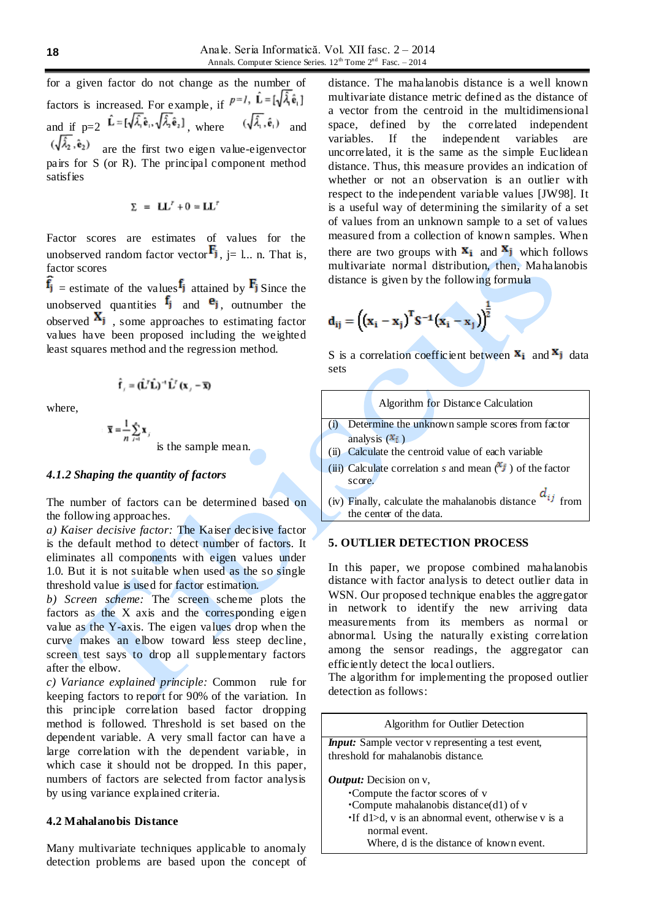for a given factor do not change as the number of factors is increased. For example, if $p=1$, $\hat{\mathbf{L}} = [\sqrt{\hat{\lambda}_1}\hat{\mathbf{e}}_1]$ and if p=2 $\hat{\mathbf{L}} = [\sqrt{\hat{\lambda}_1}\hat{\mathbf{e}}_1, \sqrt{\hat{\lambda}_2}\hat{\mathbf{e}}_2]$, where $(\sqrt{\hat{\lambda}_1}, \hat{\mathbf{e}}_1)$ and $(\sqrt{\hat{\lambda}_2}, \hat{\mathbf{e}}_2)$ are the first two eigen value-eigenvector pairs for S (or R). The principal component method satisfies

$$\Sigma = \mathbf{L}\mathbf{L}^T + 0 = \mathbf{L}\mathbf{L}^T$$

Factor scores are estimates of values for the unobserved random factor vector $\mathbf{F}_j$, j= 1... n. That is, factor scores

$\hat{\mathbf{f}}_j$ = estimate of the values $\mathbf{f}_j$ attained by $\mathbf{F}_j$ Since the unobserved quantities $\mathbf{f}_j$ and $\mathbf{e}_j$, outnumber the observed $\mathbf{X}_j$ , some approaches to estimating factor values have been proposed including the weighted least squares method and the regression method.

$$\hat{\mathbf{f}}_j = (\hat{\mathbf{L}}^T\hat{\mathbf{L}})^{-1}\hat{\mathbf{L}}^T(\mathbf{x}_j - \bar{\mathbf{x}})$$

where,

$$\bar{\mathbf{x}} = \frac{1}{n}\sum_{j=1}^{n}\mathbf{x}_j$$

is the sample mean.

### *4.1.2 Shaping the quantity of factors*

The number of factors can be determined based on the following approaches.

*a) Kaiser decisive factor:* The Kaiser decisive factor is the default method to detect number of factors. It eliminates all components with eigen values under 1.0. But it is not suitable when used as the so single threshold value is used for factor estimation.

*b) Screen scheme:* The screen scheme plots the factors as the X axis and the corresponding eigen value as the Y-axis. The eigen values drop when the curve makes an elbow toward less steep decline, screen test says to drop all supplementary factors after the elbow.

*c) Variance explained principle:* Common rule for keeping factors to report for 90% of the variation. In this principle correlation based factor dropping method is followed. Threshold is set based on the dependent variable. A very small factor can have a large correlation with the dependent variable, in which case it should not be dropped. In this paper, numbers of factors are selected from factor analysis by using variance explained criteria.

### 4.2 Mahalanobis Distance

Many multivariate techniques applicable to anomaly detection problems are based upon the concept of distance. The mahalanobis distance is a well known multivariate distance metric defined as the distance of a vector from the centroid in the multidimensional space, defined by the correlated independent variables. If the independent variables are uncorrelated, it is the same as the simple Euclidean distance. Thus, this measure provides an indication of whether or not an observation is an outlier with respect to the independent variable values [JW98]. It is a useful way of determining the similarity of a set of values from an unknown sample to a set of values measured from a collection of known samples. When there are two groups with $\mathbf{x}_i$ and $\mathbf{x}_j$ which follows multivariate normal distribution, then, Mahalanobis distance is given by the following formula

$$\mathbf{d}_{ij} = \left((\mathbf{x}_i - \mathbf{x}_j)^T \mathbf{S}^{-1} (\mathbf{x}_i - \mathbf{x}_j)\right)^{\frac{1}{2}}$$

S is a correlation coefficient between $\mathbf{x}_i$ and $\mathbf{x}_j$ data sets

| Algorithm for Distance Calculation |
|---|
| (i) Determine the unknown sample scores from factor analysis ($x_i$ )<br>(ii) Calculate the centroid value of each variable<br>(iii) Calculate correlation *s* and mean ($\bar{x}_j$ ) of the factor score.<br>(iv) Finally, calculate the mahalanobis distance $d_{ij}$ from the center of the data. |

## 5. OUTLIER DETECTION PROCESS

In this paper, we propose combined mahalanobis distance with factor analysis to detect outlier data in WSN. Our proposed technique enables the aggregator in network to identify the new arriving data measurements from its members as normal or abnormal. Using the naturally existing correlation among the sensor readings, the aggregator can efficiently detect the local outliers.

The algorithm for implementing the proposed outlier detection as follows:

| Algorithm for Outlier Detection |
|---|
| ***Input:*** Sample vector v representing a test event, threshold for mahalanobis distance.<br><br>***Output:*** Decision on v,<br>•Compute the factor scores of v<br>•Compute mahalanobis distance(d1) of v<br>•If d1>d, v is an abnormal event, otherwise v is a normal event.<br>Where, d is the distance of known event. |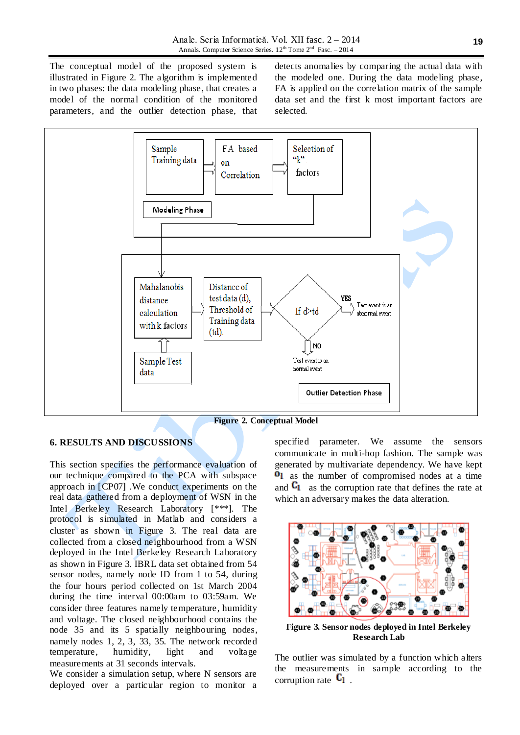The conceptual model of the proposed system is illustrated in Figure 2. The algorithm is implemented in two phases: the data modeling phase, that creates a model of the normal condition of the monitored parameters, and the outlier detection phase, that detects anomalies by comparing the actual data with the modeled one. During the data modeling phase, FA is applied on the correlation matrix of the sample data set and the first k most important factors are selected.

Figure 2. Conceptual Model

## 6. RESULTS AND DISCUSSIONS

This section specifies the performance evaluation of our technique compared to the PCA with subspace approach in [CP07] .We conduct experiments on the real data gathered from a deployment of WSN in the Intel Berkeley Research Laboratory [***]. The protocol is simulated in Matlab and considers a cluster as shown in Figure 3. The real data are collected from a closed neighbourhood from a WSN deployed in the Intel Berkeley Research Laboratory as shown in Figure 3. IBRL data set obtained from 54 sensor nodes, namely node ID from 1 to 54, during the four hours period collected on 1st March 2004 during the time interval 00:00am to 03:59am. We consider three features namely temperature, humidity and voltage. The closed neighbourhood contains the node 35 and its 5 spatially neighbouring nodes, namely nodes 1, 2, 3, 33, 35. The network recorded temperature, humidity, light and voltage measurements at 31 seconds intervals.

We consider a simulation setup, where N sensors are deployed over a particular region to monitor a specified parameter. We assume the sensors communicate in multi-hop fashion. The sample was generated by multivariate dependency. We have kept $o_1$ as the number of compromised nodes at a time and $c_1$ as the corruption rate that defines the rate at which an adversary makes the data alteration.

Figure 3. Sensor nodes deployed in Intel Berkeley Research Lab

The outlier was simulated by a function which alters the measurements in sample according to the corruption rate $c_1$ .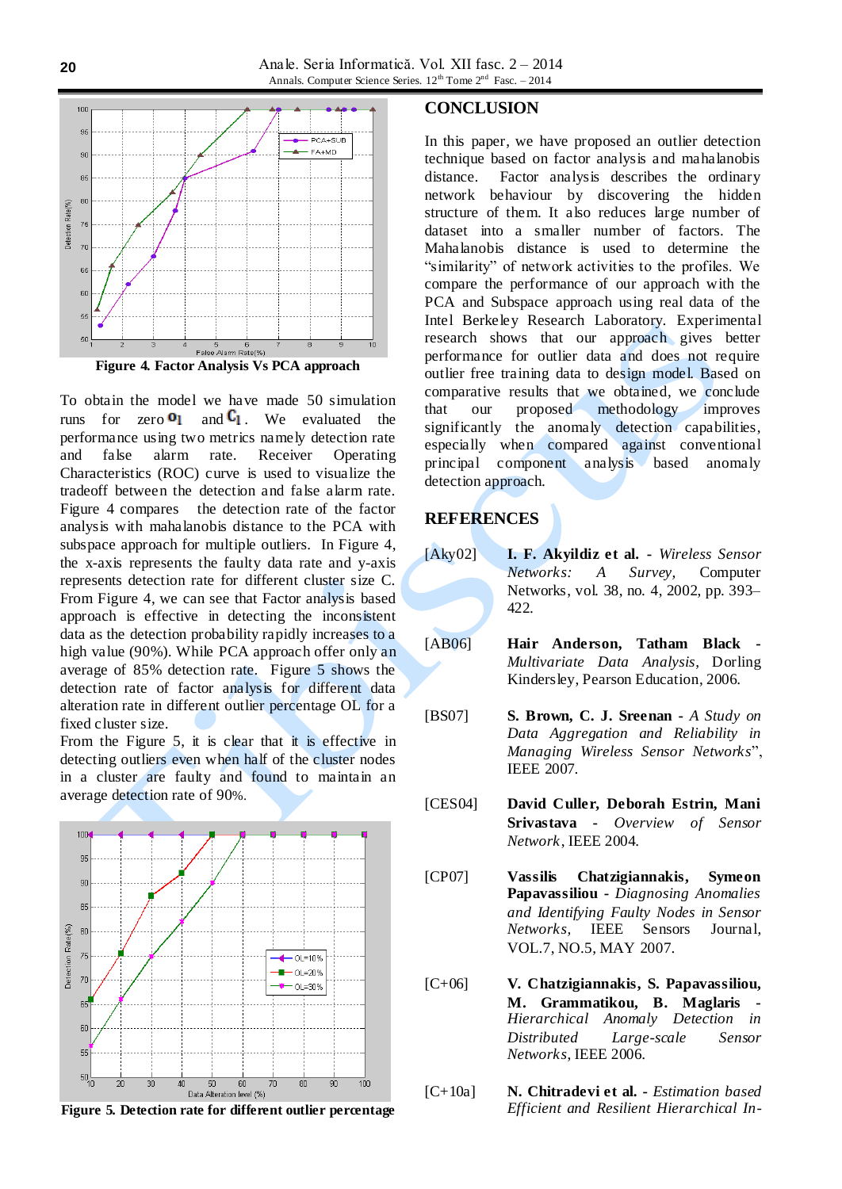Figure 4. Factor Analysis Vs PCA approach

To obtain the model we have made 50 simulation runs for zero $o_l$ and $C_l$. We evaluated the performance using two metrics namely detection rate and false alarm rate. Receiver Operating Characteristics (ROC) curve is used to visualize the tradeoff between the detection and false alarm rate. Figure 4 compares the detection rate of the factor analysis with mahalanobis distance to the PCA with subspace approach for multiple outliers. In Figure 4, the x-axis represents the faulty data rate and y-axis represents detection rate for different cluster size C. From Figure 4, we can see that Factor analysis based approach is effective in detecting the inconsistent data as the detection probability rapidly increases to a high value (90%). While PCA approach offer only an average of 85% detection rate. Figure 5 shows the detection rate of factor analysis for different data alteration rate in different outlier percentage OL for a fixed cluster size.

From the Figure 5, it is clear that it is effective in detecting outliers even when half of the cluster nodes in a cluster are faulty and found to maintain an average detection rate of 90%.

Figure 5. Detection rate for different outlier percentage

## CONCLUSION

In this paper, we have proposed an outlier detection technique based on factor analysis and mahalanobis distance. Factor analysis describes the ordinary network behaviour by discovering the hidden structure of them. It also reduces large number of dataset into a smaller number of factors. The Mahalanobis distance is used to determine the "similarity" of network activities to the profiles. We compare the performance of our approach with the PCA and Subspace approach using real data of the Intel Berkeley Research Laboratory. Experimental research shows that our approach gives better performance for outlier data and does not require outlier free training data to design model. Based on comparative results that we obtained, we conclude that our proposed methodology improves significantly the anomaly detection capabilities, especially when compared against conventional principal component analysis based anomaly detection approach.

## REFERENCES

[Aky02] **I. F. Akyildiz et al.** - *Wireless Sensor Networks: A Survey*, Computer Networks, vol. 38, no. 4, 2002, pp. 393–422.

[AB06] **Hair Anderson, Tatham Black** - *Multivariate Data Analysis*, Dorling Kindersley, Pearson Education, 2006.

[BS07] **S. Brown, C. J. Sreenan** - *A Study on Data Aggregation and Reliability in Managing Wireless Sensor Networks*", IEEE 2007.

[CES04] **David Culler, Deborah Estrin, Mani Srivastava** - *Overview of Sensor Network*, IEEE 2004.

[CP07] **Vassilis Chatzigiannakis, Symeon Papavassiliou** - *Diagnosing Anomalies and Identifying Faulty Nodes in Sensor Networks*, IEEE Sensors Journal, VOL.7, NO.5, MAY 2007.

[C+06] **V. Chatzigiannakis, S. Papavassiliou, M. Grammatikou, B. Maglaris** - *Hierarchical Anomaly Detection in Distributed Large-scale Sensor Networks*, IEEE 2006.

[C+10a] **N. Chitradevi et al.** - *Estimation based Efficient and Resilient Hierarchical In-*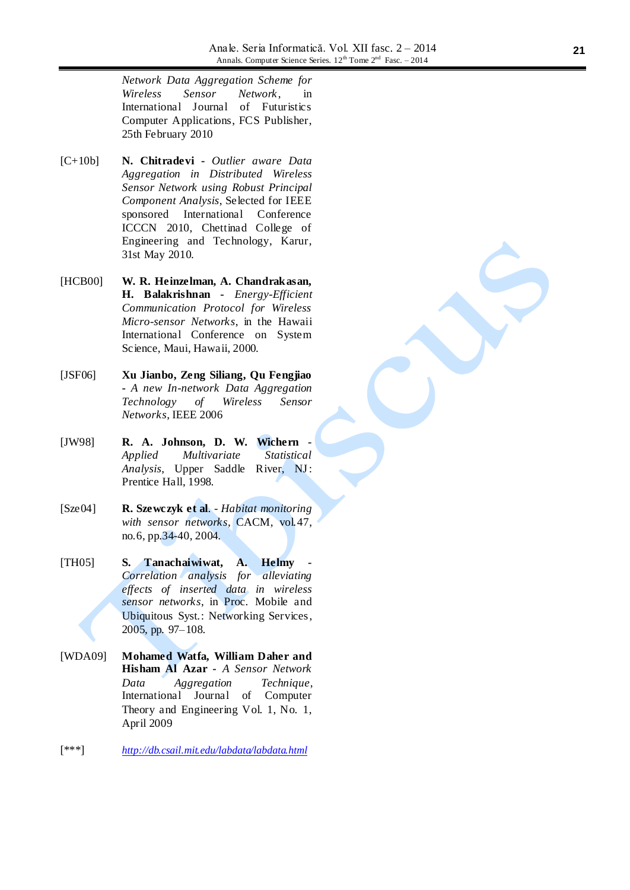*Network Data Aggregation Scheme for Wireless Sensor Network*, in International Journal of Futuristics Computer Applications, FCS Publisher, 25th February 2010

[C+10b] **N. Chitradevi** - *Outlier aware Data Aggregation in Distributed Wireless Sensor Network using Robust Principal Component Analysis*, Selected for IEEE sponsored International Conference ICCCN 2010, Chettinad College of Engineering and Technology, Karur, 31st May 2010.

[HCB00] **W. R. Heinzelman, A. Chandrakasan, H. Balakrishnan** - *Energy-Efficient Communication Protocol for Wireless Micro-sensor Networks*, in the Hawaii International Conference on System Science, Maui, Hawaii, 2000.

[JSF06] **Xu Jianbo, Zeng Siliang, Qu Fengjiao** - *A new In-network Data Aggregation Technology of Wireless Sensor Networks*, IEEE 2006

[JW98] **R. A. Johnson, D. W. Wichern** - *Applied Multivariate Statistical Analysis*, Upper Saddle River, NJ: Prentice Hall, 1998.

[Sze04] **R. Szewczyk et al**. - *Habitat monitoring with sensor networks*, CACM, vol.47, no.6, pp.34-40, 2004.

[TH05] **S. Tanachaiwiwat, A. Helmy** - *Correlation analysis for alleviating effects of inserted data in wireless sensor networks*, in Proc. Mobile and Ubiquitous Syst.: Networking Services, 2005, pp. 97–108.

[WDA09] **Mohamed Watfa, William Daher and Hisham Al Azar** - *A Sensor Network Data Aggregation Technique*, International Journal of Computer Theory and Engineering Vol. 1, No. 1, April 2009

[***] http://db.csail.mit.edu/labdata/labdata.html